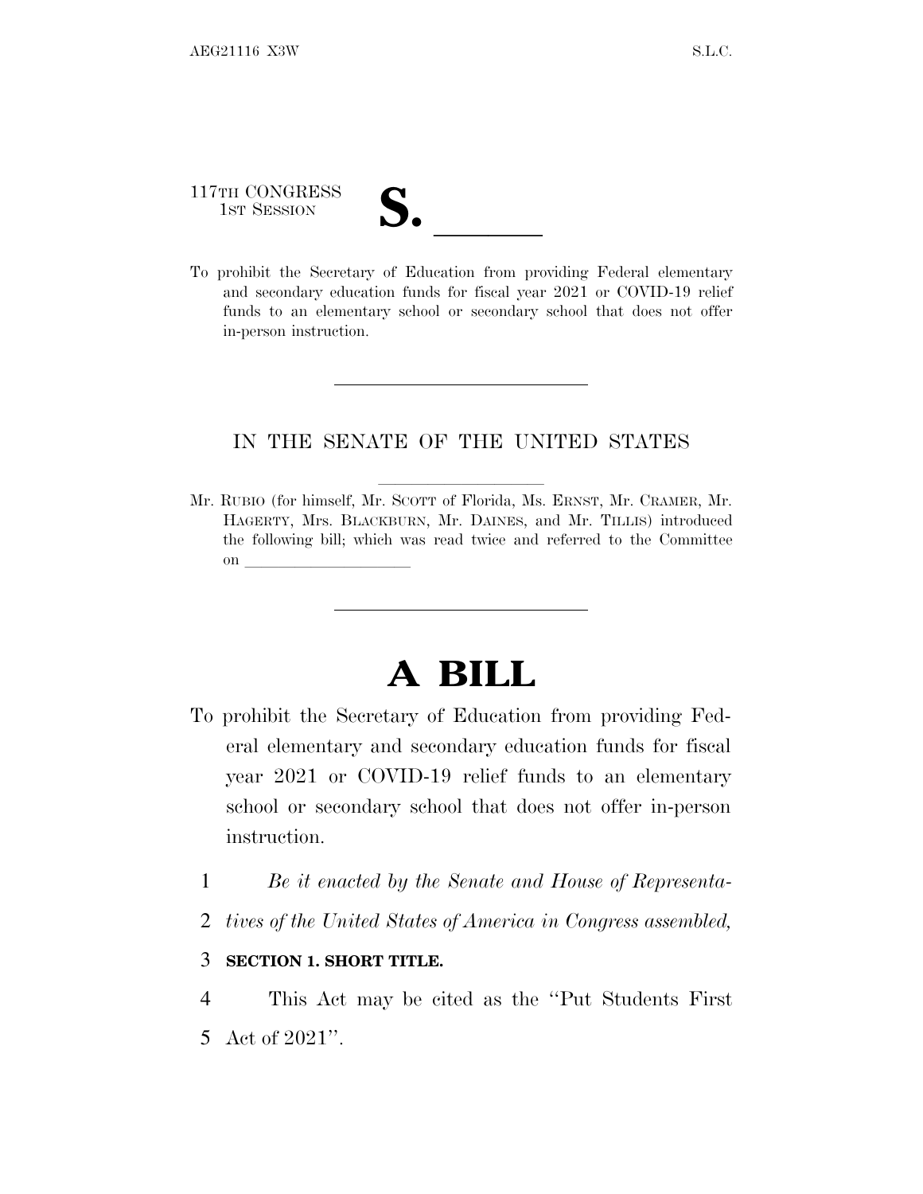117TH CONGRESS
1ST SESSION

# S. \_\_\_\_\_\_

To prohibit the Secretary of Education from providing Federal elementary and secondary education funds for fiscal year 2021 or COVID-19 relief funds to an elementary school or secondary school that does not offer in-person instruction.

---

IN THE SENATE OF THE UNITED STATES

Mr. RUBIO (for himself, Mr. SCOTT of Florida, Ms. ERNST, Mr. CRAMER, Mr. HAGERTY, Mrs. BLACKBURN, Mr. DAINES, and Mr. TILLIS) introduced the following bill; which was read twice and referred to the Committee on \_\_\_\_\_\_\_\_\_\_\_\_\_\_\_\_\_\_\_\_

---

# A BILL

To prohibit the Secretary of Education from providing Federal elementary and secondary education funds for fiscal year 2021 or COVID-19 relief funds to an elementary school or secondary school that does not offer in-person instruction.

1 *Be it enacted by the Senate and House of Representa-*
2 *tives of the United States of America in Congress assembled,*

3 **SECTION 1. SHORT TITLE.**

4 This Act may be cited as the ''Put Students First
5 Act of 2021''.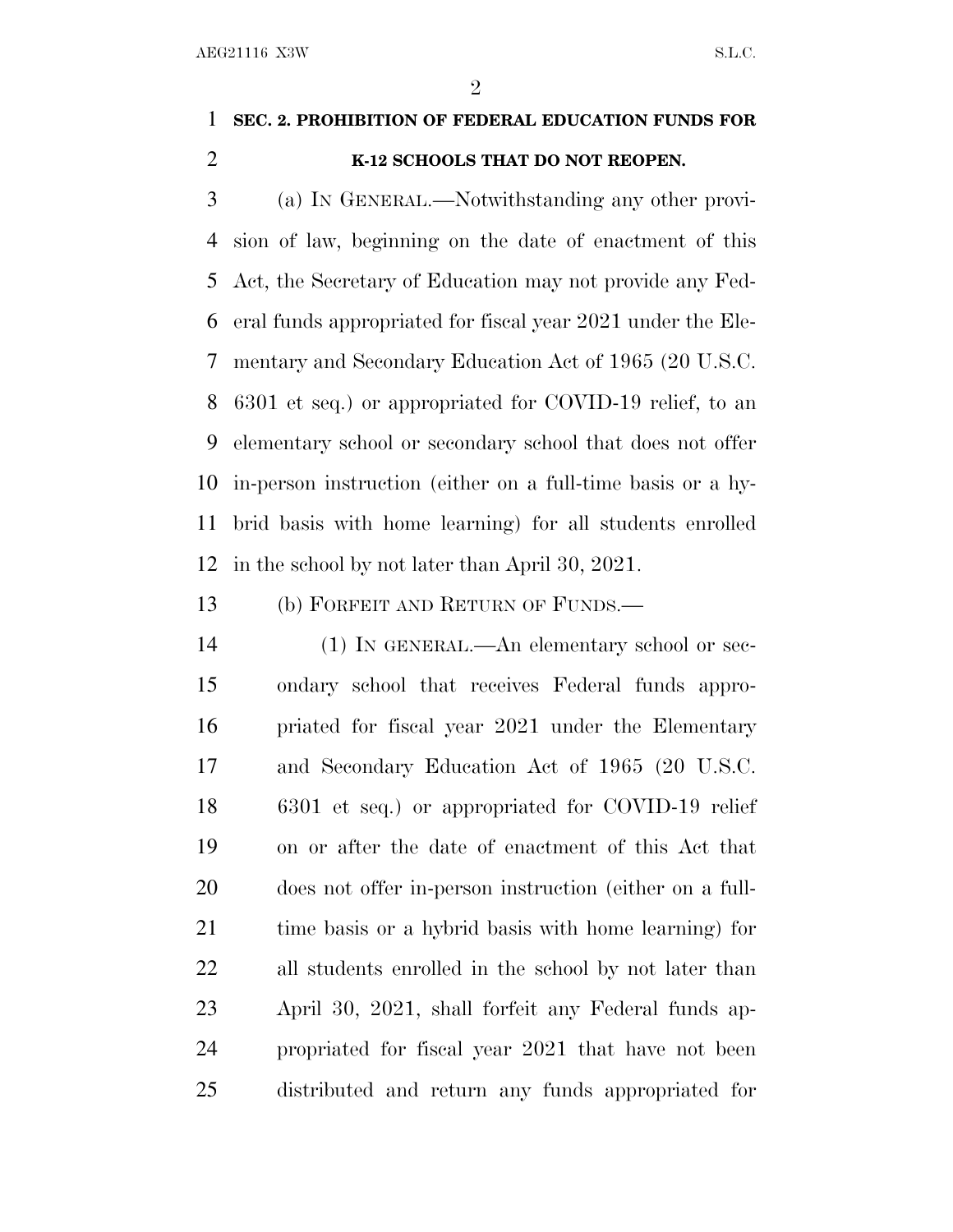## SEC. 2. PROHIBITION OF FEDERAL EDUCATION FUNDS FOR K-12 SCHOOLS THAT DO NOT REOPEN.

(a) IN GENERAL.—Notwithstanding any other provision of law, beginning on the date of enactment of this Act, the Secretary of Education may not provide any Federal funds appropriated for fiscal year 2021 under the Elementary and Secondary Education Act of 1965 (20 U.S.C. 6301 et seq.) or appropriated for COVID-19 relief, to an elementary school or secondary school that does not offer in-person instruction (either on a full-time basis or a hybrid basis with home learning) for all students enrolled in the school by not later than April 30, 2021.

(b) FORFEIT AND RETURN OF FUNDS.—

(1) IN GENERAL.—An elementary school or secondary school that receives Federal funds appropriated for fiscal year 2021 under the Elementary and Secondary Education Act of 1965 (20 U.S.C. 6301 et seq.) or appropriated for COVID-19 relief on or after the date of enactment of this Act that does not offer in-person instruction (either on a full-time basis or a hybrid basis with home learning) for all students enrolled in the school by not later than April 30, 2021, shall forfeit any Federal funds appropriated for fiscal year 2021 that have not been distributed and return any funds appropriated for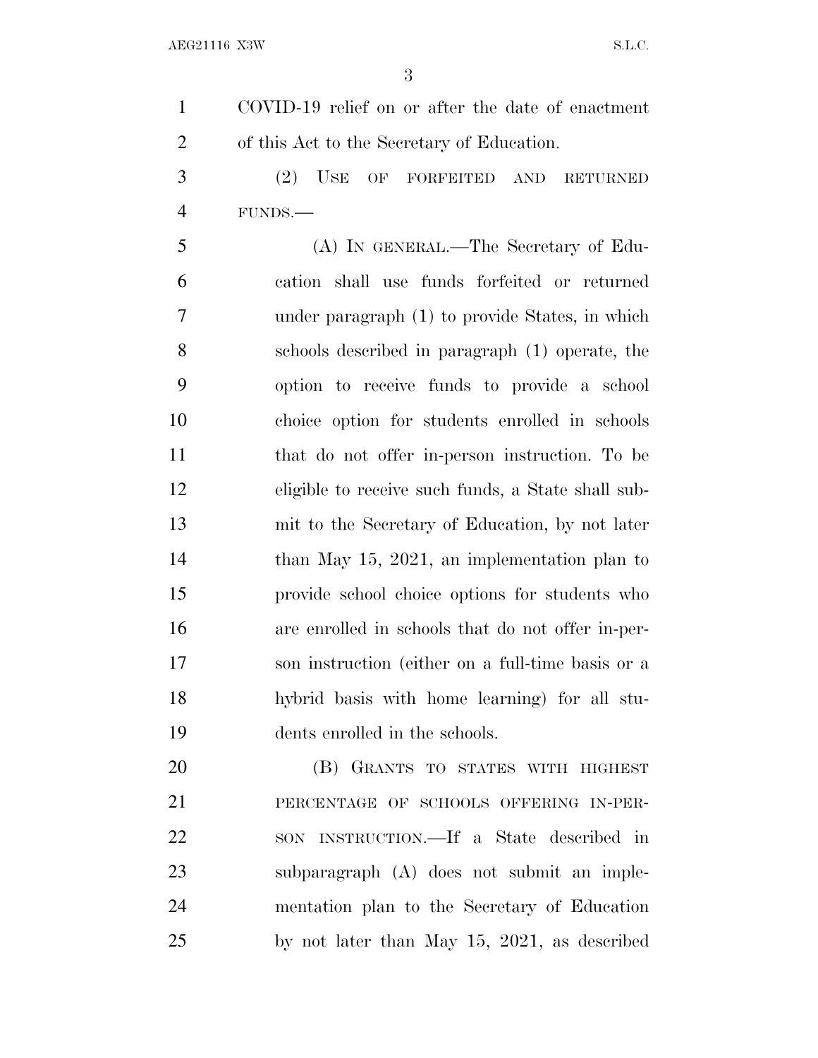COVID-19 relief on or after the date of enactment of this Act to the Secretary of Education.

(2) USE OF FORFEITED AND RETURNED FUNDS.—

(A) IN GENERAL.—The Secretary of Education shall use funds forfeited or returned under paragraph (1) to provide States, in which schools described in paragraph (1) operate, the option to receive funds to provide a school choice option for students enrolled in schools that do not offer in-person instruction. To be eligible to receive such funds, a State shall submit to the Secretary of Education, by not later than May 15, 2021, an implementation plan to provide school choice options for students who are enrolled in schools that do not offer in-person instruction (either on a full-time basis or a hybrid basis with home learning) for all students enrolled in the schools.

(B) GRANTS TO STATES WITH HIGHEST PERCENTAGE OF SCHOOLS OFFERING IN-PERSON INSTRUCTION.—If a State described in subparagraph (A) does not submit an implementation plan to the Secretary of Education by not later than May 15, 2021, as described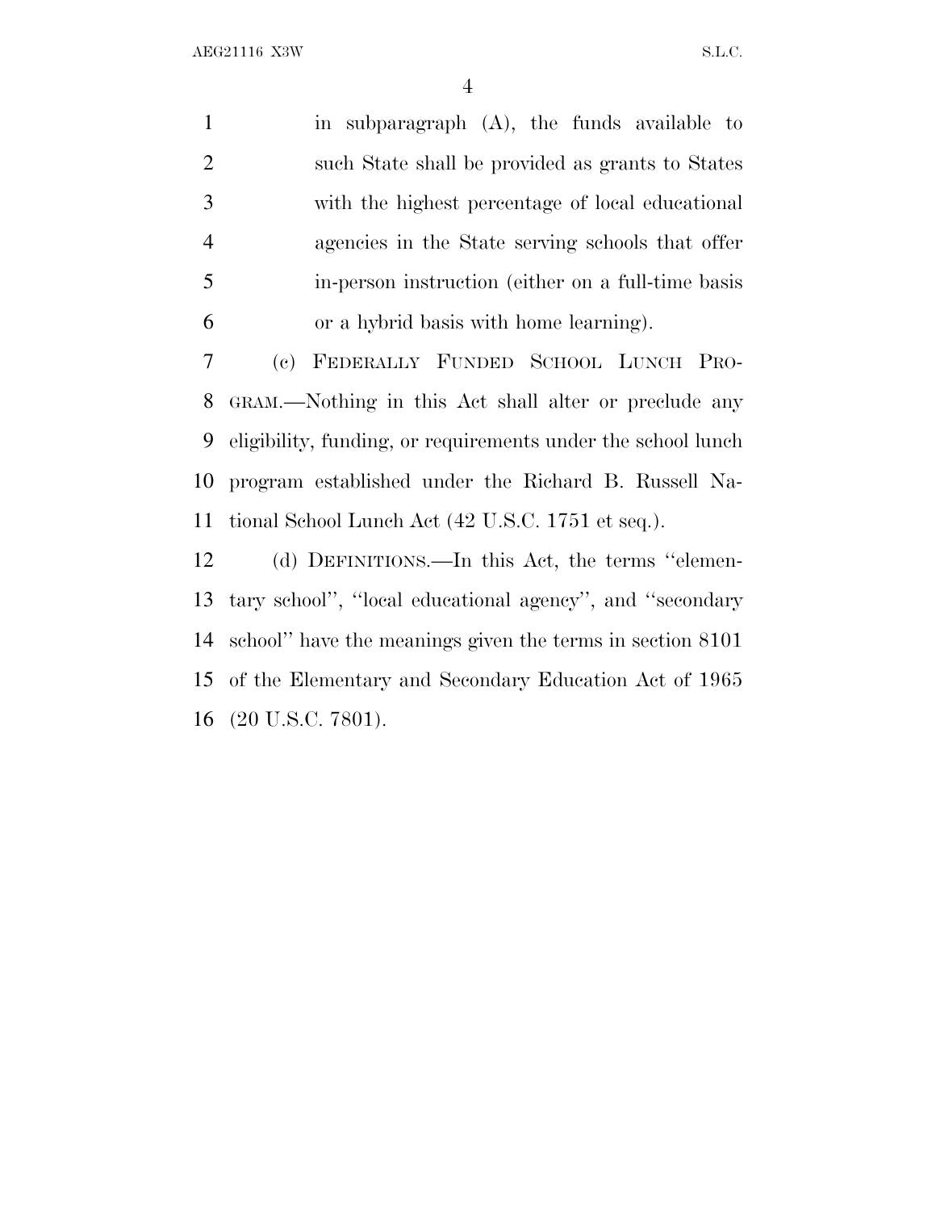in subparagraph (A), the funds available to such State shall be provided as grants to States with the highest percentage of local educational agencies in the State serving schools that offer in-person instruction (either on a full-time basis or a hybrid basis with home learning).

(c) FEDERALLY FUNDED SCHOOL LUNCH PROGRAM.—Nothing in this Act shall alter or preclude any eligibility, funding, or requirements under the school lunch program established under the Richard B. Russell National School Lunch Act (42 U.S.C. 1751 et seq.).

(d) DEFINITIONS.—In this Act, the terms ''elementary school'', ''local educational agency'', and ''secondary school'' have the meanings given the terms in section 8101 of the Elementary and Secondary Education Act of 1965 (20 U.S.C. 7801).